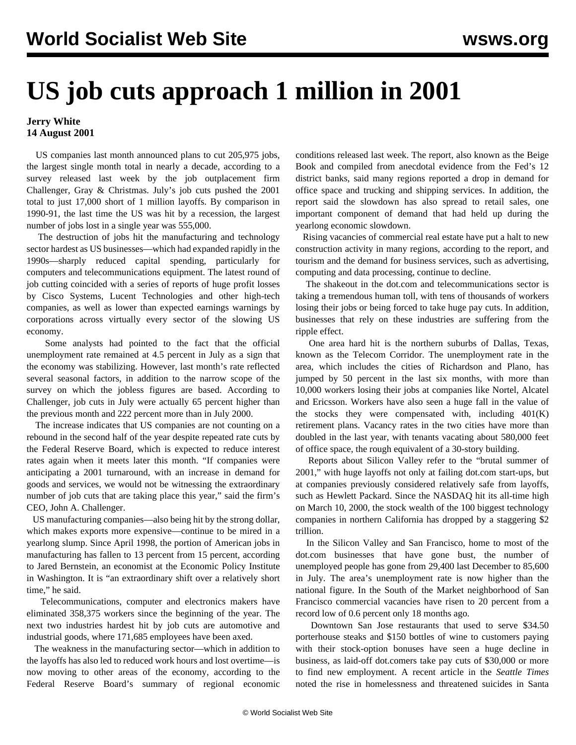# US job cuts approach 1 million in 2001

**Jerry White**
**14 August 2001**

US companies last month announced plans to cut 205,975 jobs, the largest single month total in nearly a decade, according to a survey released last week by the job outplacement firm Challenger, Gray & Christmas. July's job cuts pushed the 2001 total to just 17,000 short of 1 million layoffs. By comparison in 1990-91, the last time the US was hit by a recession, the largest number of jobs lost in a single year was 555,000.

The destruction of jobs hit the manufacturing and technology sector hardest as US businesses—which had expanded rapidly in the 1990s—sharply reduced capital spending, particularly for computers and telecommunications equipment. The latest round of job cutting coincided with a series of reports of huge profit losses by Cisco Systems, Lucent Technologies and other high-tech companies, as well as lower than expected earnings warnings by corporations across virtually every sector of the slowing US economy.

Some analysts had pointed to the fact that the official unemployment rate remained at 4.5 percent in July as a sign that the economy was stabilizing. However, last month's rate reflected several seasonal factors, in addition to the narrow scope of the survey on which the jobless figures are based. According to Challenger, job cuts in July were actually 65 percent higher than the previous month and 222 percent more than in July 2000.

The increase indicates that US companies are not counting on a rebound in the second half of the year despite repeated rate cuts by the Federal Reserve Board, which is expected to reduce interest rates again when it meets later this month. "If companies were anticipating a 2001 turnaround, with an increase in demand for goods and services, we would not be witnessing the extraordinary number of job cuts that are taking place this year," said the firm's CEO, John A. Challenger.

US manufacturing companies—also being hit by the strong dollar, which makes exports more expensive—continue to be mired in a yearlong slump. Since April 1998, the portion of American jobs in manufacturing has fallen to 13 percent from 15 percent, according to Jared Bernstein, an economist at the Economic Policy Institute in Washington. It is "an extraordinary shift over a relatively short time," he said.

Telecommunications, computer and electronics makers have eliminated 358,375 workers since the beginning of the year. The next two industries hardest hit by job cuts are automotive and industrial goods, where 171,685 employees have been axed.

The weakness in the manufacturing sector—which in addition to the layoffs has also led to reduced work hours and lost overtime—is now moving to other areas of the economy, according to the Federal Reserve Board's summary of regional economic conditions released last week. The report, also known as the Beige Book and compiled from anecdotal evidence from the Fed's 12 district banks, said many regions reported a drop in demand for office space and trucking and shipping services. In addition, the report said the slowdown has also spread to retail sales, one important component of demand that had held up during the yearlong economic slowdown.

Rising vacancies of commercial real estate have put a halt to new construction activity in many regions, according to the report, and tourism and the demand for business services, such as advertising, computing and data processing, continue to decline.

The shakeout in the dot.com and telecommunications sector is taking a tremendous human toll, with tens of thousands of workers losing their jobs or being forced to take huge pay cuts. In addition, businesses that rely on these industries are suffering from the ripple effect.

One area hard hit is the northern suburbs of Dallas, Texas, known as the Telecom Corridor. The unemployment rate in the area, which includes the cities of Richardson and Plano, has jumped by 50 percent in the last six months, with more than 10,000 workers losing their jobs at companies like Nortel, Alcatel and Ericsson. Workers have also seen a huge fall in the value of the stocks they were compensated with, including 401(K) retirement plans. Vacancy rates in the two cities have more than doubled in the last year, with tenants vacating about 580,000 feet of office space, the rough equivalent of a 30-story building.

Reports about Silicon Valley refer to the "brutal summer of 2001," with huge layoffs not only at failing dot.com start-ups, but at companies previously considered relatively safe from layoffs, such as Hewlett Packard. Since the NASDAQ hit its all-time high on March 10, 2000, the stock wealth of the 100 biggest technology companies in northern California has dropped by a staggering $2 trillion.

In the Silicon Valley and San Francisco, home to most of the dot.com businesses that have gone bust, the number of unemployed people has gone from 29,400 last December to 85,600 in July. The area's unemployment rate is now higher than the national figure. In the South of the Market neighborhood of San Francisco commercial vacancies have risen to 20 percent from a record low of 0.6 percent only 18 months ago.

Downtown San Jose restaurants that used to serve $34.50 porterhouse steaks and $150 bottles of wine to customers paying with their stock-option bonuses have seen a huge decline in business, as laid-off dot.comers take pay cuts of $30,000 or more to find new employment. A recent article in the *Seattle Times* noted the rise in homelessness and threatened suicides in Santa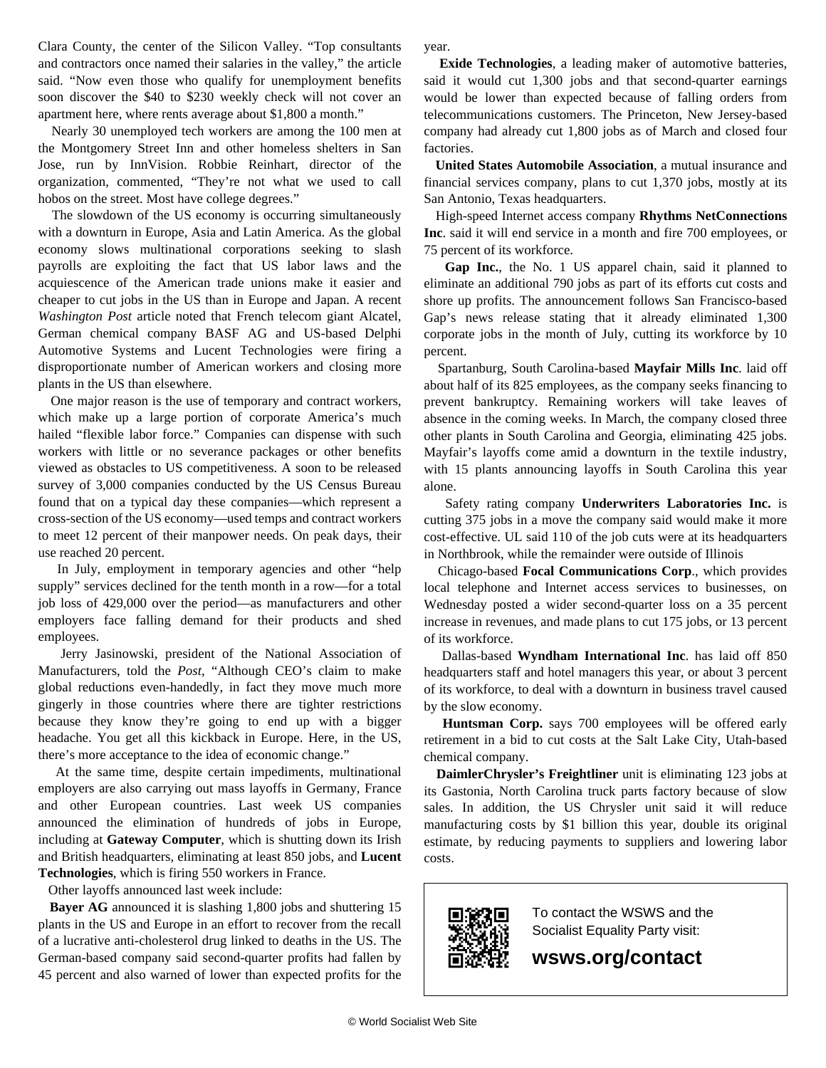Clara County, the center of the Silicon Valley. "Top consultants and contractors once named their salaries in the valley," the article said. "Now even those who qualify for unemployment benefits soon discover the $40 to $230 weekly check will not cover an apartment here, where rents average about $1,800 a month."

Nearly 30 unemployed tech workers are among the 100 men at the Montgomery Street Inn and other homeless shelters in San Jose, run by InnVision. Robbie Reinhart, director of the organization, commented, "They're not what we used to call hobos on the street. Most have college degrees."

The slowdown of the US economy is occurring simultaneously with a downturn in Europe, Asia and Latin America. As the global economy slows multinational corporations seeking to slash payrolls are exploiting the fact that US labor laws and the acquiescence of the American trade unions make it easier and cheaper to cut jobs in the US than in Europe and Japan. A recent *Washington Post* article noted that French telecom giant Alcatel, German chemical company BASF AG and US-based Delphi Automotive Systems and Lucent Technologies were firing a disproportionate number of American workers and closing more plants in the US than elsewhere.

One major reason is the use of temporary and contract workers, which make up a large portion of corporate America's much hailed "flexible labor force." Companies can dispense with such workers with little or no severance packages or other benefits viewed as obstacles to US competitiveness. A soon to be released survey of 3,000 companies conducted by the US Census Bureau found that on a typical day these companies—which represent a cross-section of the US economy—used temps and contract workers to meet 12 percent of their manpower needs. On peak days, their use reached 20 percent.

In July, employment in temporary agencies and other "help supply" services declined for the tenth month in a row—for a total job loss of 429,000 over the period—as manufacturers and other employers face falling demand for their products and shed employees.

Jerry Jasinowski, president of the National Association of Manufacturers, told the *Post*, "Although CEO's claim to make global reductions even-handedly, in fact they move much more gingerly in those countries where there are tighter restrictions because they know they're going to end up with a bigger headache. You get all this kickback in Europe. Here, in the US, there's more acceptance to the idea of economic change."

At the same time, despite certain impediments, multinational employers are also carrying out mass layoffs in Germany, France and other European countries. Last week US companies announced the elimination of hundreds of jobs in Europe, including at **Gateway Computer**, which is shutting down its Irish and British headquarters, eliminating at least 850 jobs, and **Lucent Technologies**, which is firing 550 workers in France.

Other layoffs announced last week include:

**Bayer AG** announced it is slashing 1,800 jobs and shuttering 15 plants in the US and Europe in an effort to recover from the recall of a lucrative anti-cholesterol drug linked to deaths in the US. The German-based company said second-quarter profits had fallen by 45 percent and also warned of lower than expected profits for the year.

**Exide Technologies**, a leading maker of automotive batteries, said it would cut 1,300 jobs and that second-quarter earnings would be lower than expected because of falling orders from telecommunications customers. The Princeton, New Jersey-based company had already cut 1,800 jobs as of March and closed four factories.

**United States Automobile Association**, a mutual insurance and financial services company, plans to cut 1,370 jobs, mostly at its San Antonio, Texas headquarters.

High-speed Internet access company **Rhythms NetConnections Inc**. said it will end service in a month and fire 700 employees, or 75 percent of its workforce.

**Gap Inc.**, the No. 1 US apparel chain, said it planned to eliminate an additional 790 jobs as part of its efforts cut costs and shore up profits. The announcement follows San Francisco-based Gap's news release stating that it already eliminated 1,300 corporate jobs in the month of July, cutting its workforce by 10 percent.

Spartanburg, South Carolina-based **Mayfair Mills Inc**. laid off about half of its 825 employees, as the company seeks financing to prevent bankruptcy. Remaining workers will take leaves of absence in the coming weeks. In March, the company closed three other plants in South Carolina and Georgia, eliminating 425 jobs. Mayfair's layoffs come amid a downturn in the textile industry, with 15 plants announcing layoffs in South Carolina this year alone.

Safety rating company **Underwriters Laboratories Inc.** is cutting 375 jobs in a move the company said would make it more cost-effective. UL said 110 of the job cuts were at its headquarters in Northbrook, while the remainder were outside of Illinois

Chicago-based **Focal Communications Corp**., which provides local telephone and Internet access services to businesses, on Wednesday posted a wider second-quarter loss on a 35 percent increase in revenues, and made plans to cut 175 jobs, or 13 percent of its workforce.

Dallas-based **Wyndham International Inc**. has laid off 850 headquarters staff and hotel managers this year, or about 3 percent of its workforce, to deal with a downturn in business travel caused by the slow economy.

**Huntsman Corp.** says 700 employees will be offered early retirement in a bid to cut costs at the Salt Lake City, Utah-based chemical company.

**DaimlerChrysler's Freightliner** unit is eliminating 123 jobs at its Gastonia, North Carolina truck parts factory because of slow sales. In addition, the US Chrysler unit said it will reduce manufacturing costs by $1 billion this year, double its original estimate, by reducing payments to suppliers and lowering labor costs.

To contact the WSWS and the Socialist Equality Party visit:

**wsws.org/contact**